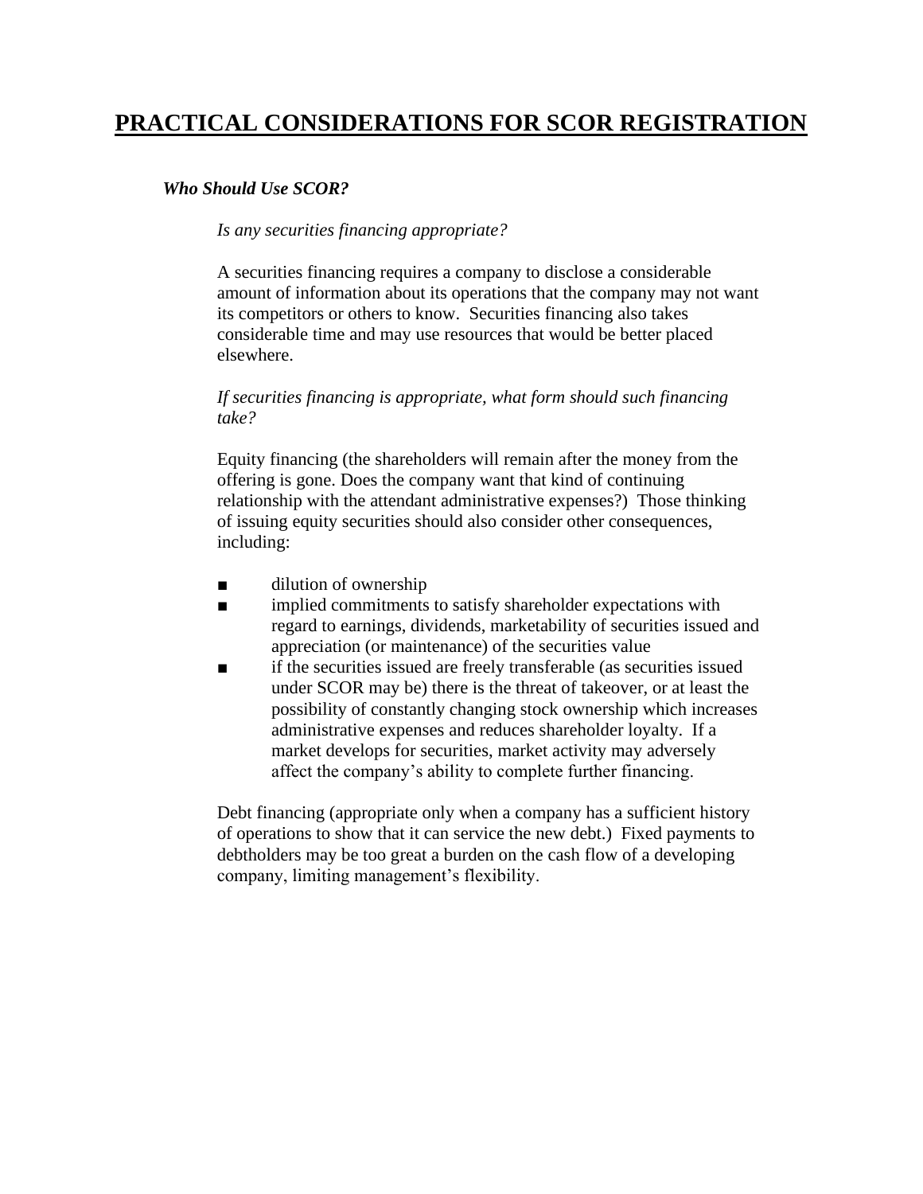# PRACTICAL CONSIDERATIONS FOR SCOR REGISTRATION

***Who Should Use SCOR?***

*Is any securities financing appropriate?*

A securities financing requires a company to disclose a considerable amount of information about its operations that the company may not want its competitors or others to know. Securities financing also takes considerable time and may use resources that would be better placed elsewhere.

*If securities financing is appropriate, what form should such financing take?*

Equity financing (the shareholders will remain after the money from the offering is gone. Does the company want that kind of continuing relationship with the attendant administrative expenses?) Those thinking of issuing equity securities should also consider other consequences, including:

- dilution of ownership
- implied commitments to satisfy shareholder expectations with regard to earnings, dividends, marketability of securities issued and appreciation (or maintenance) of the securities value
- if the securities issued are freely transferable (as securities issued under SCOR may be) there is the threat of takeover, or at least the possibility of constantly changing stock ownership which increases administrative expenses and reduces shareholder loyalty. If a market develops for securities, market activity may adversely affect the company's ability to complete further financing.

Debt financing (appropriate only when a company has a sufficient history of operations to show that it can service the new debt.) Fixed payments to debtholders may be too great a burden on the cash flow of a developing company, limiting management's flexibility.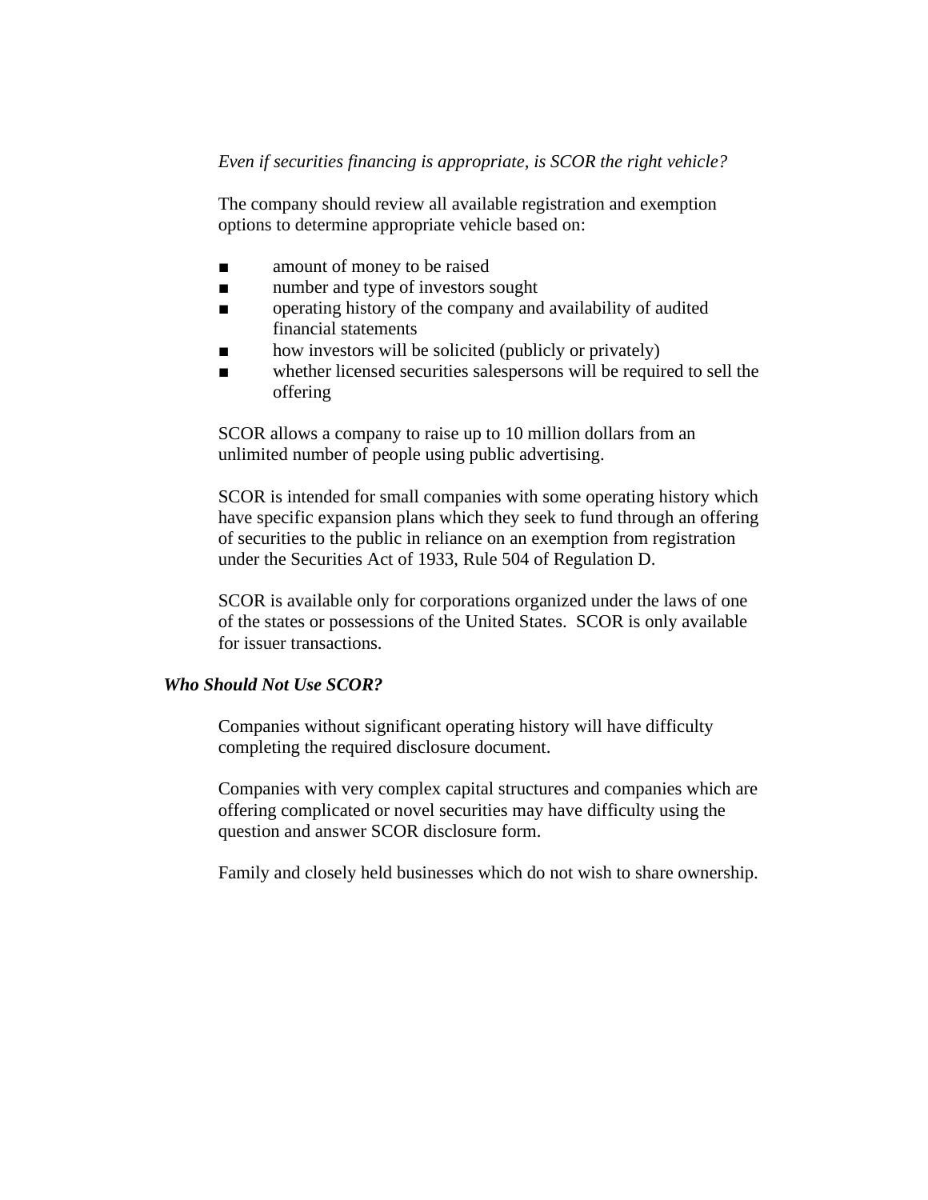*Even if securities financing is appropriate, is SCOR the right vehicle?*

The company should review all available registration and exemption options to determine appropriate vehicle based on:

- amount of money to be raised
- number and type of investors sought
- operating history of the company and availability of audited financial statements
- how investors will be solicited (publicly or privately)
- whether licensed securities salespersons will be required to sell the offering

SCOR allows a company to raise up to 10 million dollars from an unlimited number of people using public advertising.

SCOR is intended for small companies with some operating history which have specific expansion plans which they seek to fund through an offering of securities to the public in reliance on an exemption from registration under the Securities Act of 1933, Rule 504 of Regulation D.

SCOR is available only for corporations organized under the laws of one of the states or possessions of the United States. SCOR is only available for issuer transactions.

### ***Who Should Not Use SCOR?***

Companies without significant operating history will have difficulty completing the required disclosure document.

Companies with very complex capital structures and companies which are offering complicated or novel securities may have difficulty using the question and answer SCOR disclosure form.

Family and closely held businesses which do not wish to share ownership.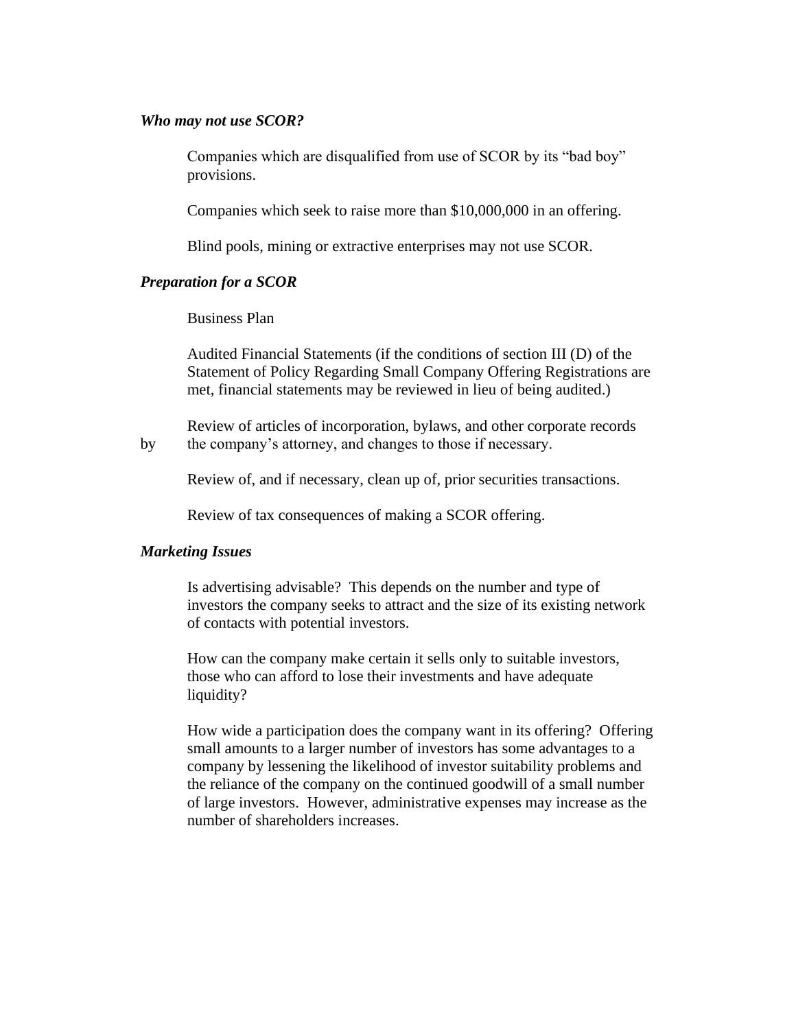### *Who may not use SCOR?*

Companies which are disqualified from use of SCOR by its "bad boy" provisions.

Companies which seek to raise more than $10,000,000 in an offering.

Blind pools, mining or extractive enterprises may not use SCOR.

### *Preparation for a SCOR*

Business Plan

Audited Financial Statements (if the conditions of section III (D) of the Statement of Policy Regarding Small Company Offering Registrations are met, financial statements may be reviewed in lieu of being audited.)

Review of articles of incorporation, bylaws, and other corporate records by the company's attorney, and changes to those if necessary.

Review of, and if necessary, clean up of, prior securities transactions.

Review of tax consequences of making a SCOR offering.

### *Marketing Issues*

Is advertising advisable? This depends on the number and type of investors the company seeks to attract and the size of its existing network of contacts with potential investors.

How can the company make certain it sells only to suitable investors, those who can afford to lose their investments and have adequate liquidity?

How wide a participation does the company want in its offering? Offering small amounts to a larger number of investors has some advantages to a company by lessening the likelihood of investor suitability problems and the reliance of the company on the continued goodwill of a small number of large investors. However, administrative expenses may increase as the number of shareholders increases.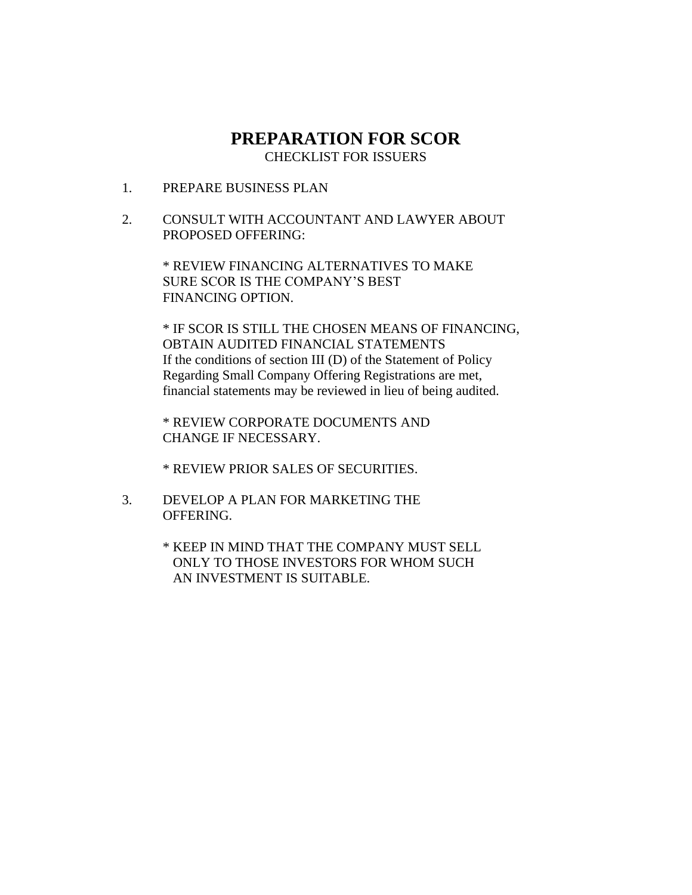# PREPARATION FOR SCOR

CHECKLIST FOR ISSUERS

1. PREPARE BUSINESS PLAN

2. CONSULT WITH ACCOUNTANT AND LAWYER ABOUT PROPOSED OFFERING:

   * REVIEW FINANCING ALTERNATIVES TO MAKE SURE SCOR IS THE COMPANY'S BEST FINANCING OPTION.

   * IF SCOR IS STILL THE CHOSEN MEANS OF FINANCING, OBTAIN AUDITED FINANCIAL STATEMENTS
   If the conditions of section III (D) of the Statement of Policy Regarding Small Company Offering Registrations are met, financial statements may be reviewed in lieu of being audited.

   * REVIEW CORPORATE DOCUMENTS AND CHANGE IF NECESSARY.

   * REVIEW PRIOR SALES OF SECURITIES.

3. DEVELOP A PLAN FOR MARKETING THE OFFERING.

   * KEEP IN MIND THAT THE COMPANY MUST SELL ONLY TO THOSE INVESTORS FOR WHOM SUCH AN INVESTMENT IS SUITABLE.